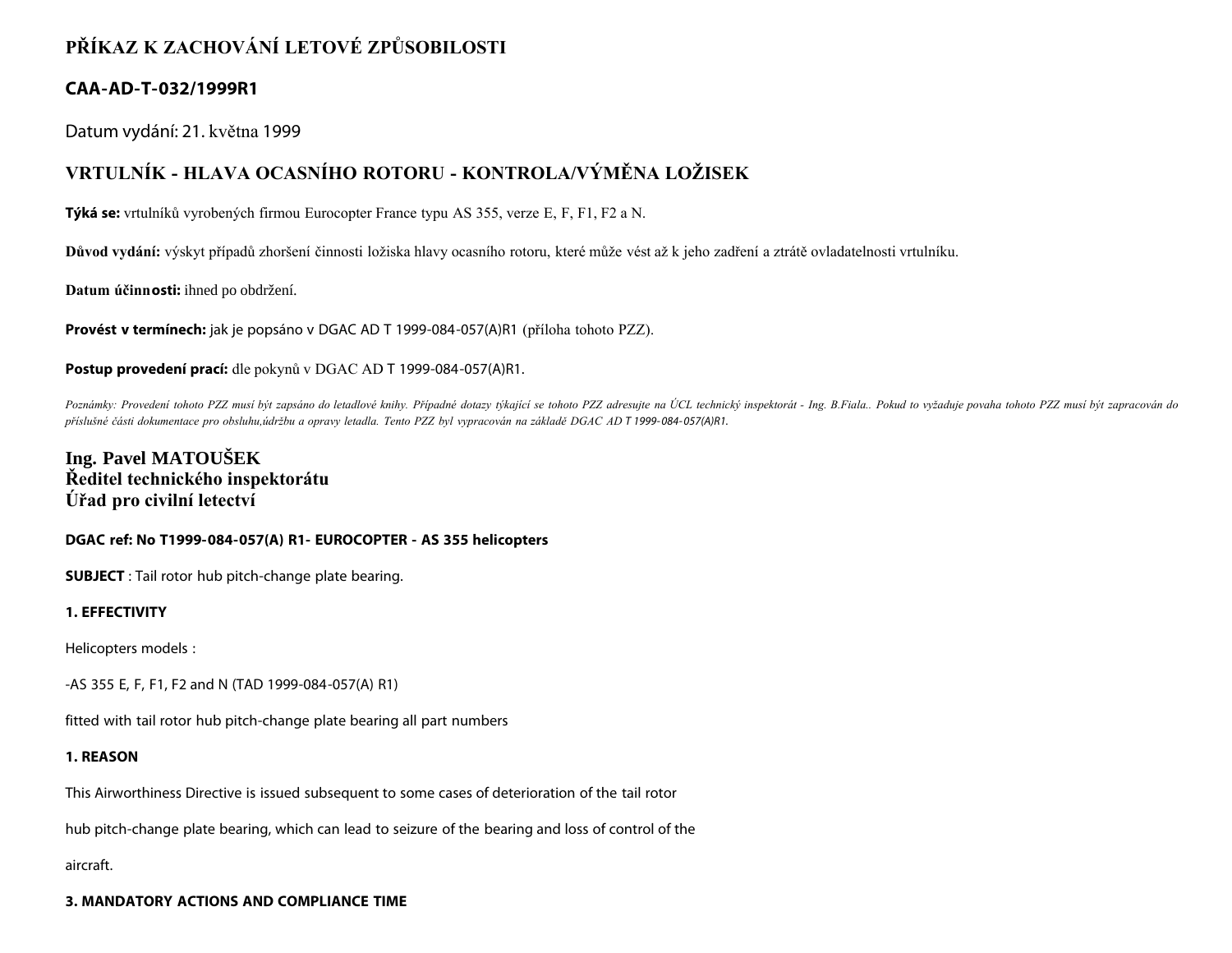# PŘÍKAZ K ZACHOVÁNÍ LETOVÉ ZPŮSOBILOSTI

## CAA-AD-T-032/1999R1

Datum vydání: 21. května 1999

## VRTULNÍK - HLAVA OCASNÍHO ROTORU - KONTROLA/VÝMĚNA LOŽISEK

**Týká se:** vrtulníků vyrobených firmou Eurocopter France typu AS 355, verze E, F, F1, F2 a N.

**Důvod vydání:** výskyt případů zhoršení činnosti ložiska hlavy ocasního rotoru, které může vést až k jeho zadření a ztrátě ovladatelnosti vrtulníku.

**Datum účinnosti:** ihned po obdržení.

**Provést v termínech:** jak je popsáno v DGAC AD T 1999-084-057(A)R1 (příloha tohoto PZZ).

**Postup provedení prací:** dle pokynů v DGAC AD T 1999-084-057(A)R1.

*Poznámky: Provedení tohoto PZZ musí být zapsáno do letadlové knihy. Případné dotazy týkající se tohoto PZZ adresujte na ÚCL technický inspektorát - Ing. B.Fiala.. Pokud to vyžaduje povaha tohoto PZZ musí být zapracován do příslušné části dokumentace pro obsluhu,údržbu a opravy letadla. Tento PZZ byl vypracován na základě DGAC AD T 1999-084-057(A)R1.*

**Ing. Pavel MATOUŠEK**
**Ředitel technického inspektorátu**
**Úřad pro civilní letectví**

**DGAC ref: No T1999-084-057(A) R1- EUROCOPTER - AS 355 helicopters**

**SUBJECT** : Tail rotor hub pitch-change plate bearing.

**1. EFFECTIVITY**

Helicopters models :

-AS 355 E, F, F1, F2 and N (TAD 1999-084-057(A) R1)

fitted with tail rotor hub pitch-change plate bearing all part numbers

**1. REASON**

This Airworthiness Directive is issued subsequent to some cases of deterioration of the tail rotor hub pitch-change plate bearing, which can lead to seizure of the bearing and loss of control of the aircraft.

**3. MANDATORY ACTIONS AND COMPLIANCE TIME**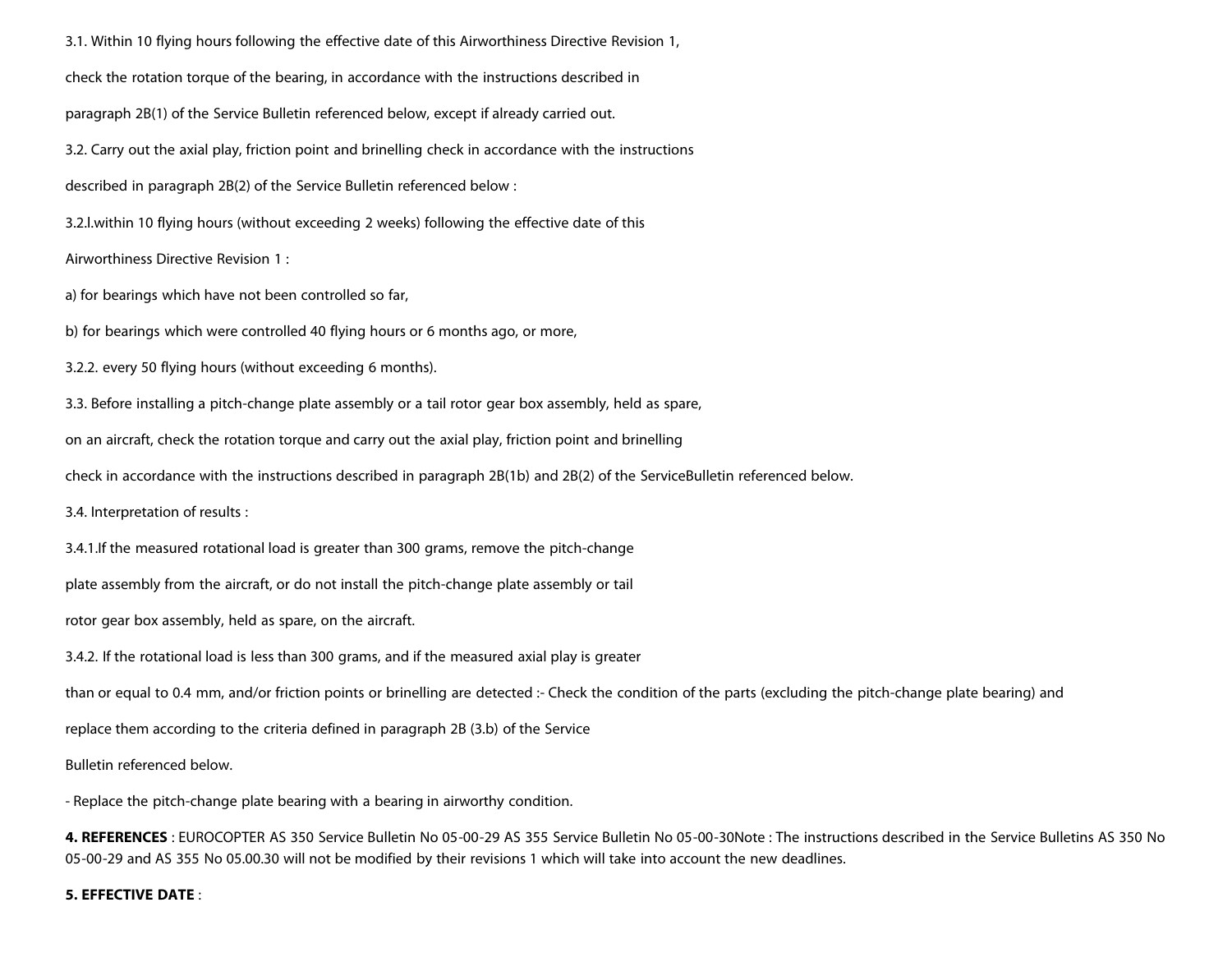3.1. Within 10 flying hours following the effective date of this Airworthiness Directive Revision 1, check the rotation torque of the bearing, in accordance with the instructions described in paragraph 2B(1) of the Service Bulletin referenced below, except if already carried out.

3.2. Carry out the axial play, friction point and brinelling check in accordance with the instructions described in paragraph 2B(2) of the Service Bulletin referenced below :

3.2.l.within 10 flying hours (without exceeding 2 weeks) following the effective date of this Airworthiness Directive Revision 1 :

a) for bearings which have not been controlled so far,

b) for bearings which were controlled 40 flying hours or 6 months ago, or more,

3.2.2. every 50 flying hours (without exceeding 6 months).

3.3. Before installing a pitch-change plate assembly or a tail rotor gear box assembly, held as spare, on an aircraft, check the rotation torque and carry out the axial play, friction point and brinelling check in accordance with the instructions described in paragraph 2B(1b) and 2B(2) of the ServiceBulletin referenced below.

3.4. Interpretation of results :

3.4.1.If the measured rotational load is greater than 300 grams, remove the pitch-change plate assembly from the aircraft, or do not install the pitch-change plate assembly or tail rotor gear box assembly, held as spare, on the aircraft.

3.4.2. If the rotational load is less than 300 grams, and if the measured axial play is greater than or equal to 0.4 mm, and/or friction points or brinelling are detected :- Check the condition of the parts (excluding the pitch-change plate bearing) and replace them according to the criteria defined in paragraph 2B (3.b) of the Service Bulletin referenced below.

- Replace the pitch-change plate bearing with a bearing in airworthy condition.

**4. REFERENCES** : EUROCOPTER AS 350 Service Bulletin No 05-00-29 AS 355 Service Bulletin No 05-00-30Note : The instructions described in the Service Bulletins AS 350 No 05-00-29 and AS 355 No 05.00.30 will not be modified by their revisions 1 which will take into account the new deadlines.

**5. EFFECTIVE DATE** :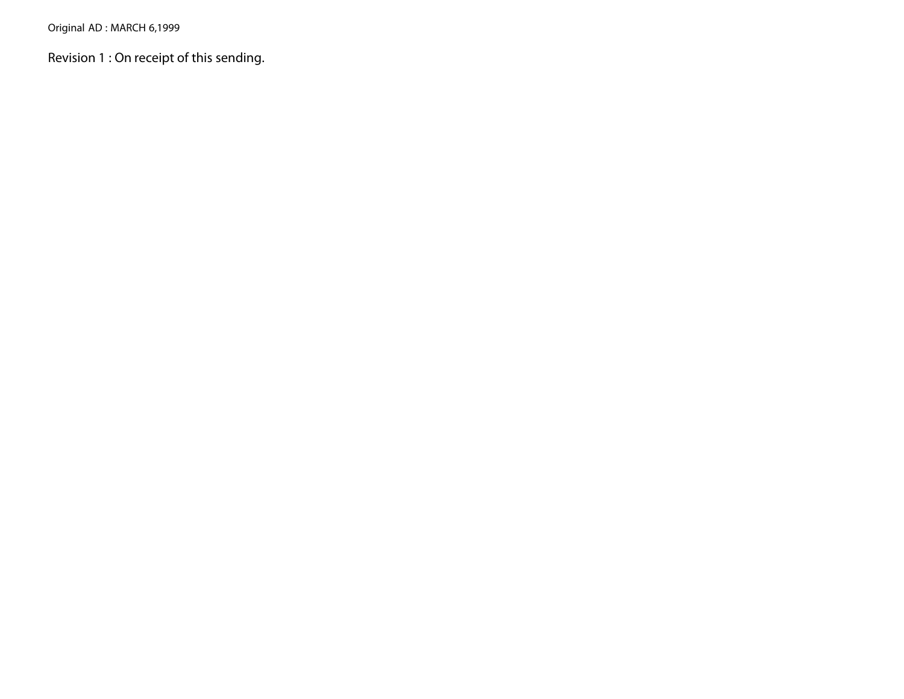Original AD : MARCH 6,1999

Revision 1 : On receipt of this sending.